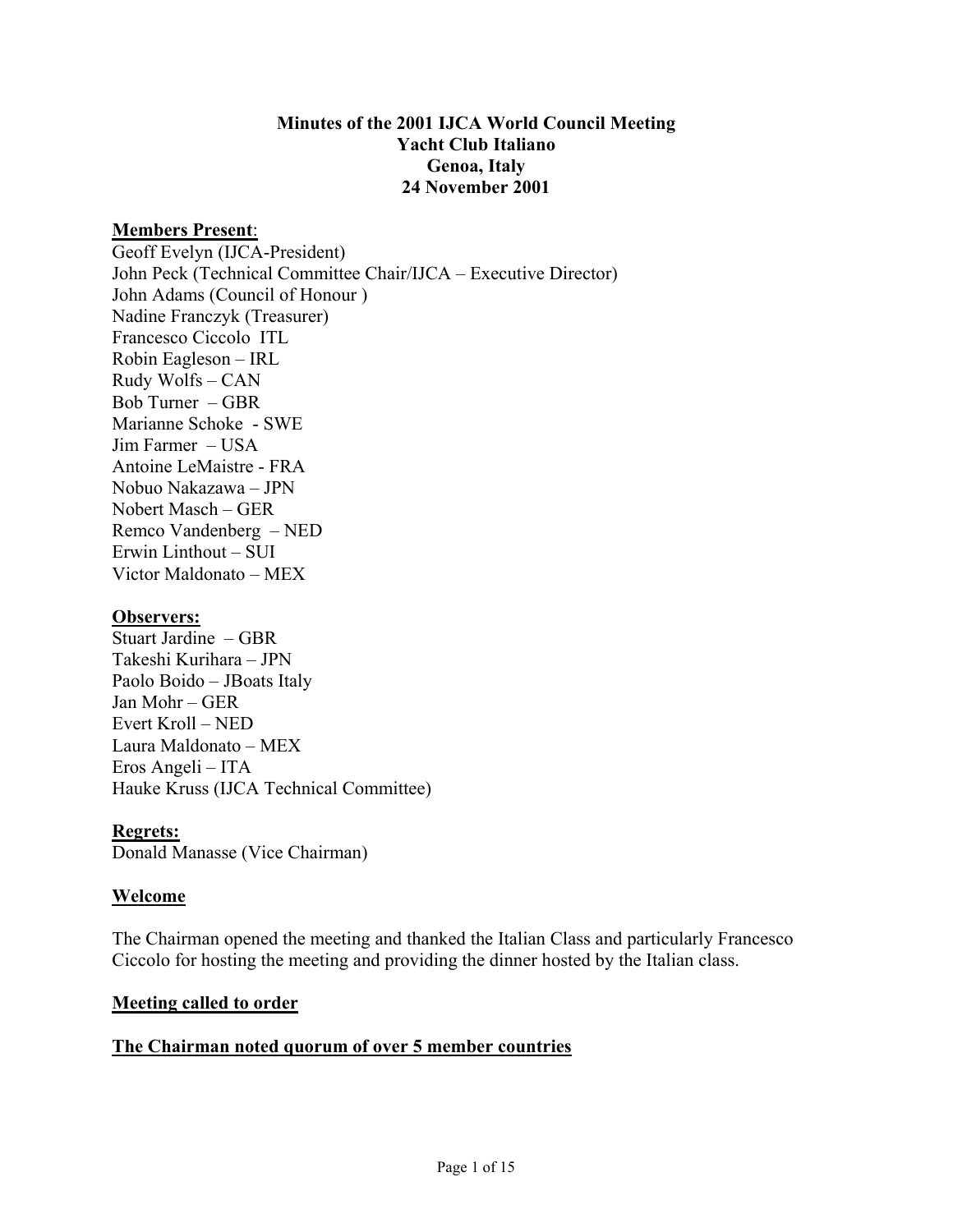**Minutes of the 2001 IJCA World Council Meeting**
**Yacht Club Italiano**
**Genoa, Italy**
**24 November 2001**

**Members Present**:
Geoff Evelyn (IJCA-President)
John Peck (Technical Committee Chair/IJCA – Executive Director)
John Adams (Council of Honour )
Nadine Franczyk (Treasurer)
Francesco Ciccolo ITL
Robin Eagleson – IRL
Rudy Wolfs – CAN
Bob Turner – GBR
Marianne Schoke - SWE
Jim Farmer – USA
Antoine LeMaistre - FRA
Nobuo Nakazawa – JPN
Nobert Masch – GER
Remco Vandenberg – NED
Erwin Linthout – SUI
Victor Maldonato – MEX

**Observers:**
Stuart Jardine – GBR
Takeshi Kurihara – JPN
Paolo Boido – JBoats Italy
Jan Mohr – GER
Evert Kroll – NED
Laura Maldonato – MEX
Eros Angeli – ITA
Hauke Kruss (IJCA Technical Committee)

**Regrets:**
Donald Manasse (Vice Chairman)

**Welcome**

The Chairman opened the meeting and thanked the Italian Class and particularly Francesco Ciccolo for hosting the meeting and providing the dinner hosted by the Italian class.

**Meeting called to order**

**The Chairman noted quorum of over 5 member countries**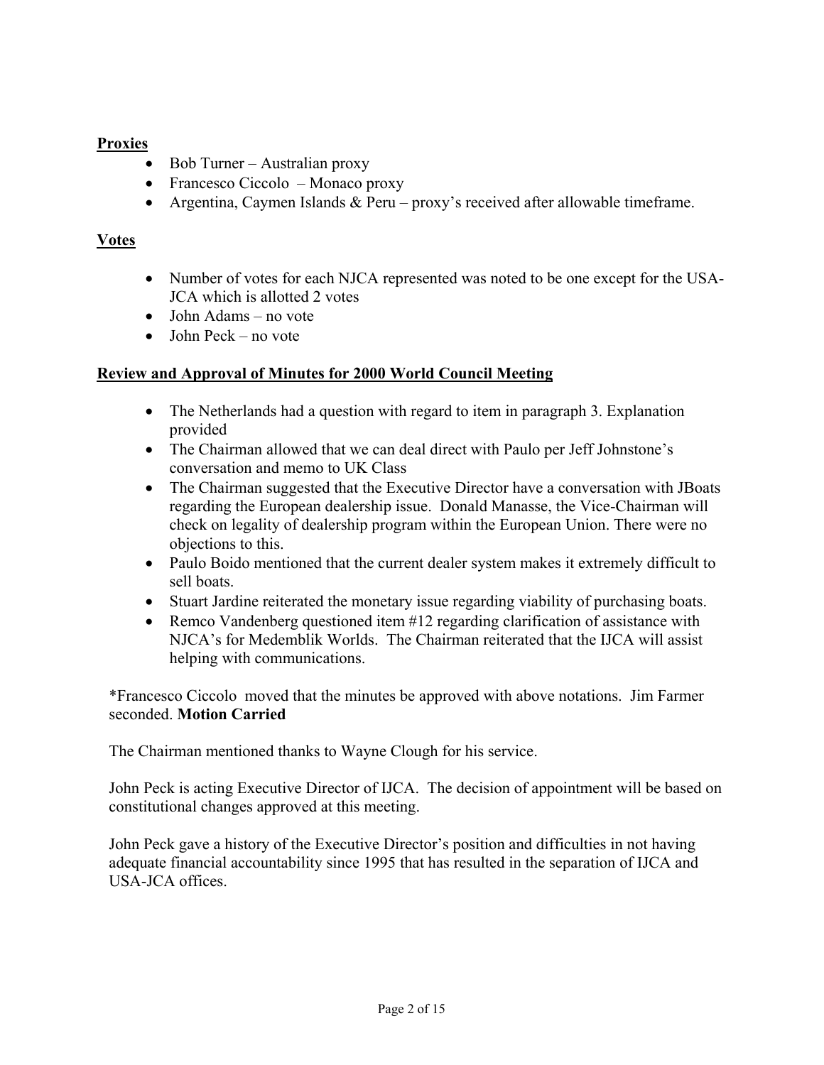**Proxies**

- Bob Turner – Australian proxy
- Francesco Ciccolo – Monaco proxy
- Argentina, Caymen Islands & Peru – proxy's received after allowable timeframe.

**Votes**

- Number of votes for each NJCA represented was noted to be one except for the USA-JCA which is allotted 2 votes
- John Adams – no vote
- John Peck – no vote

**Review and Approval of Minutes for 2000 World Council Meeting**

- The Netherlands had a question with regard to item in paragraph 3. Explanation provided
- The Chairman allowed that we can deal direct with Paulo per Jeff Johnstone's conversation and memo to UK Class
- The Chairman suggested that the Executive Director have a conversation with JBoats regarding the European dealership issue. Donald Manasse, the Vice-Chairman will check on legality of dealership program within the European Union. There were no objections to this.
- Paulo Boido mentioned that the current dealer system makes it extremely difficult to sell boats.
- Stuart Jardine reiterated the monetary issue regarding viability of purchasing boats.
- Remco Vandenberg questioned item #12 regarding clarification of assistance with NJCA's for Medemblik Worlds. The Chairman reiterated that the IJCA will assist helping with communications.

*Francesco Ciccolo moved that the minutes be approved with above notations. Jim Farmer seconded. **Motion Carried**

The Chairman mentioned thanks to Wayne Clough for his service.

John Peck is acting Executive Director of IJCA. The decision of appointment will be based on constitutional changes approved at this meeting.

John Peck gave a history of the Executive Director's position and difficulties in not having adequate financial accountability since 1995 that has resulted in the separation of IJCA and USA-JCA offices.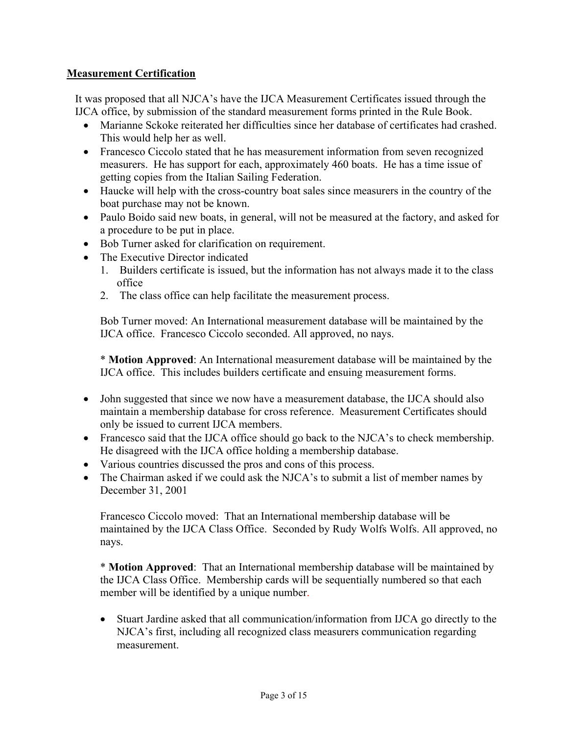## Measurement Certification

It was proposed that all NJCA's have the IJCA Measurement Certificates issued through the IJCA office, by submission of the standard measurement forms printed in the Rule Book.

- Marianne Sckoke reiterated her difficulties since her database of certificates had crashed. This would help her as well.
- Francesco Ciccolo stated that he has measurement information from seven recognized measurers. He has support for each, approximately 460 boats. He has a time issue of getting copies from the Italian Sailing Federation.
- Haucke will help with the cross-country boat sales since measurers in the country of the boat purchase may not be known.
- Paulo Boido said new boats, in general, will not be measured at the factory, and asked for a procedure to be put in place.
- Bob Turner asked for clarification on requirement.
- The Executive Director indicated
  1. Builders certificate is issued, but the information has not always made it to the class office
  2. The class office can help facilitate the measurement process.

Bob Turner moved: An International measurement database will be maintained by the IJCA office. Francesco Ciccolo seconded. All approved, no nays.

* **Motion Approved**: An International measurement database will be maintained by the IJCA office. This includes builders certificate and ensuing measurement forms.

- John suggested that since we now have a measurement database, the IJCA should also maintain a membership database for cross reference. Measurement Certificates should only be issued to current IJCA members.
- Francesco said that the IJCA office should go back to the NJCA's to check membership. He disagreed with the IJCA office holding a membership database.
- Various countries discussed the pros and cons of this process.
- The Chairman asked if we could ask the NJCA's to submit a list of member names by December 31, 2001

Francesco Ciccolo moved: That an International membership database will be maintained by the IJCA Class Office. Seconded by Rudy Wolfs Wolfs. All approved, no nays.

* **Motion Approved**: That an International membership database will be maintained by the IJCA Class Office. Membership cards will be sequentially numbered so that each member will be identified by a unique number.

- Stuart Jardine asked that all communication/information from IJCA go directly to the NJCA's first, including all recognized class measurers communication regarding measurement.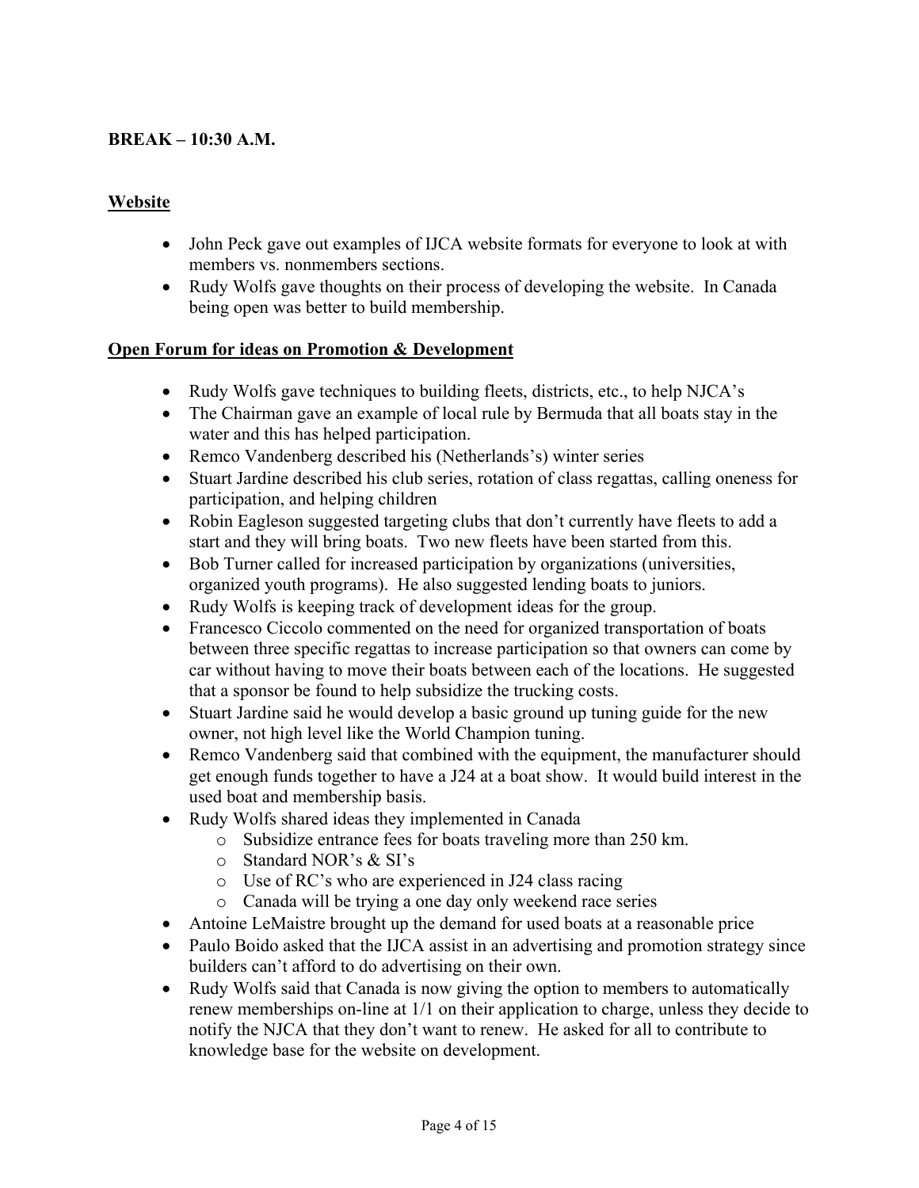**BREAK – 10:30 A.M.**

## Website

- John Peck gave out examples of IJCA website formats for everyone to look at with members vs. nonmembers sections.
- Rudy Wolfs gave thoughts on their process of developing the website. In Canada being open was better to build membership.

## Open Forum for ideas on Promotion & Development

- Rudy Wolfs gave techniques to building fleets, districts, etc., to help NJCA's
- The Chairman gave an example of local rule by Bermuda that all boats stay in the water and this has helped participation.
- Remco Vandenberg described his (Netherlands's) winter series
- Stuart Jardine described his club series, rotation of class regattas, calling oneness for participation, and helping children
- Robin Eagleson suggested targeting clubs that don't currently have fleets to add a start and they will bring boats. Two new fleets have been started from this.
- Bob Turner called for increased participation by organizations (universities, organized youth programs). He also suggested lending boats to juniors.
- Rudy Wolfs is keeping track of development ideas for the group.
- Francesco Ciccolo commented on the need for organized transportation of boats between three specific regattas to increase participation so that owners can come by car without having to move their boats between each of the locations. He suggested that a sponsor be found to help subsidize the trucking costs.
- Stuart Jardine said he would develop a basic ground up tuning guide for the new owner, not high level like the World Champion tuning.
- Remco Vandenberg said that combined with the equipment, the manufacturer should get enough funds together to have a J24 at a boat show. It would build interest in the used boat and membership basis.
- Rudy Wolfs shared ideas they implemented in Canada
  - Subsidize entrance fees for boats traveling more than 250 km.
  - Standard NOR's & SI's
  - Use of RC's who are experienced in J24 class racing
  - Canada will be trying a one day only weekend race series
- Antoine LeMaistre brought up the demand for used boats at a reasonable price
- Paulo Boido asked that the IJCA assist in an advertising and promotion strategy since builders can't afford to do advertising on their own.
- Rudy Wolfs said that Canada is now giving the option to members to automatically renew memberships on-line at 1/1 on their application to charge, unless they decide to notify the NJCA that they don't want to renew. He asked for all to contribute to knowledge base for the website on development.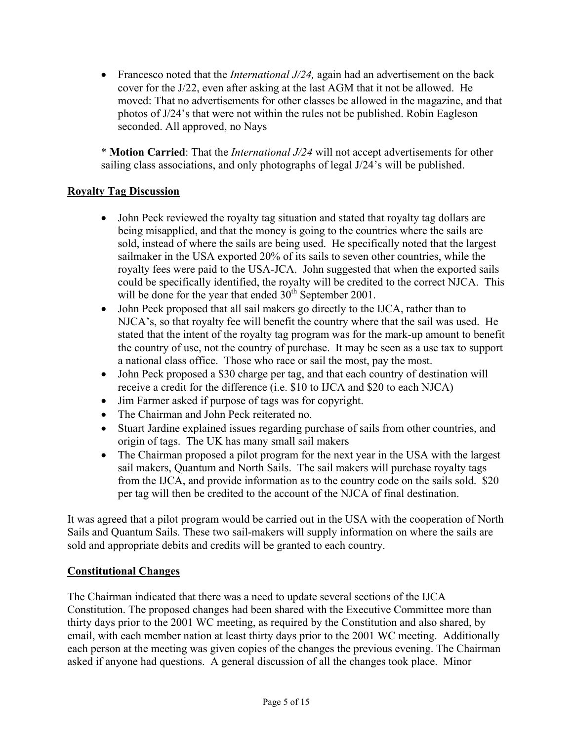- Francesco noted that the *International J/24,* again had an advertisement on the back cover for the J/22, even after asking at the last AGM that it not be allowed. He moved: That no advertisements for other classes be allowed in the magazine, and that photos of J/24's that were not within the rules not be published. Robin Eagleson seconded. All approved, no Nays

\* **Motion Carried**: That the *International J/24* will not accept advertisements for other sailing class associations, and only photographs of legal J/24's will be published.

## Royalty Tag Discussion

- John Peck reviewed the royalty tag situation and stated that royalty tag dollars are being misapplied, and that the money is going to the countries where the sails are sold, instead of where the sails are being used. He specifically noted that the largest sailmaker in the USA exported 20% of its sails to seven other countries, while the royalty fees were paid to the USA-JCA. John suggested that when the exported sails could be specifically identified, the royalty will be credited to the correct NJCA. This will be done for the year that ended 30th September 2001.
- John Peck proposed that all sail makers go directly to the IJCA, rather than to NJCA's, so that royalty fee will benefit the country where that the sail was used. He stated that the intent of the royalty tag program was for the mark-up amount to benefit the country of use, not the country of purchase. It may be seen as a use tax to support a national class office. Those who race or sail the most, pay the most.
- John Peck proposed a $30 charge per tag, and that each country of destination will receive a credit for the difference (i.e. $10 to IJCA and $20 to each NJCA)
- Jim Farmer asked if purpose of tags was for copyright.
- The Chairman and John Peck reiterated no.
- Stuart Jardine explained issues regarding purchase of sails from other countries, and origin of tags. The UK has many small sail makers
- The Chairman proposed a pilot program for the next year in the USA with the largest sail makers, Quantum and North Sails. The sail makers will purchase royalty tags from the IJCA, and provide information as to the country code on the sails sold. $20 per tag will then be credited to the account of the NJCA of final destination.

It was agreed that a pilot program would be carried out in the USA with the cooperation of North Sails and Quantum Sails. These two sail-makers will supply information on where the sails are sold and appropriate debits and credits will be granted to each country.

## Constitutional Changes

The Chairman indicated that there was a need to update several sections of the IJCA Constitution. The proposed changes had been shared with the Executive Committee more than thirty days prior to the 2001 WC meeting, as required by the Constitution and also shared, by email, with each member nation at least thirty days prior to the 2001 WC meeting. Additionally each person at the meeting was given copies of the changes the previous evening. The Chairman asked if anyone had questions. A general discussion of all the changes took place. Minor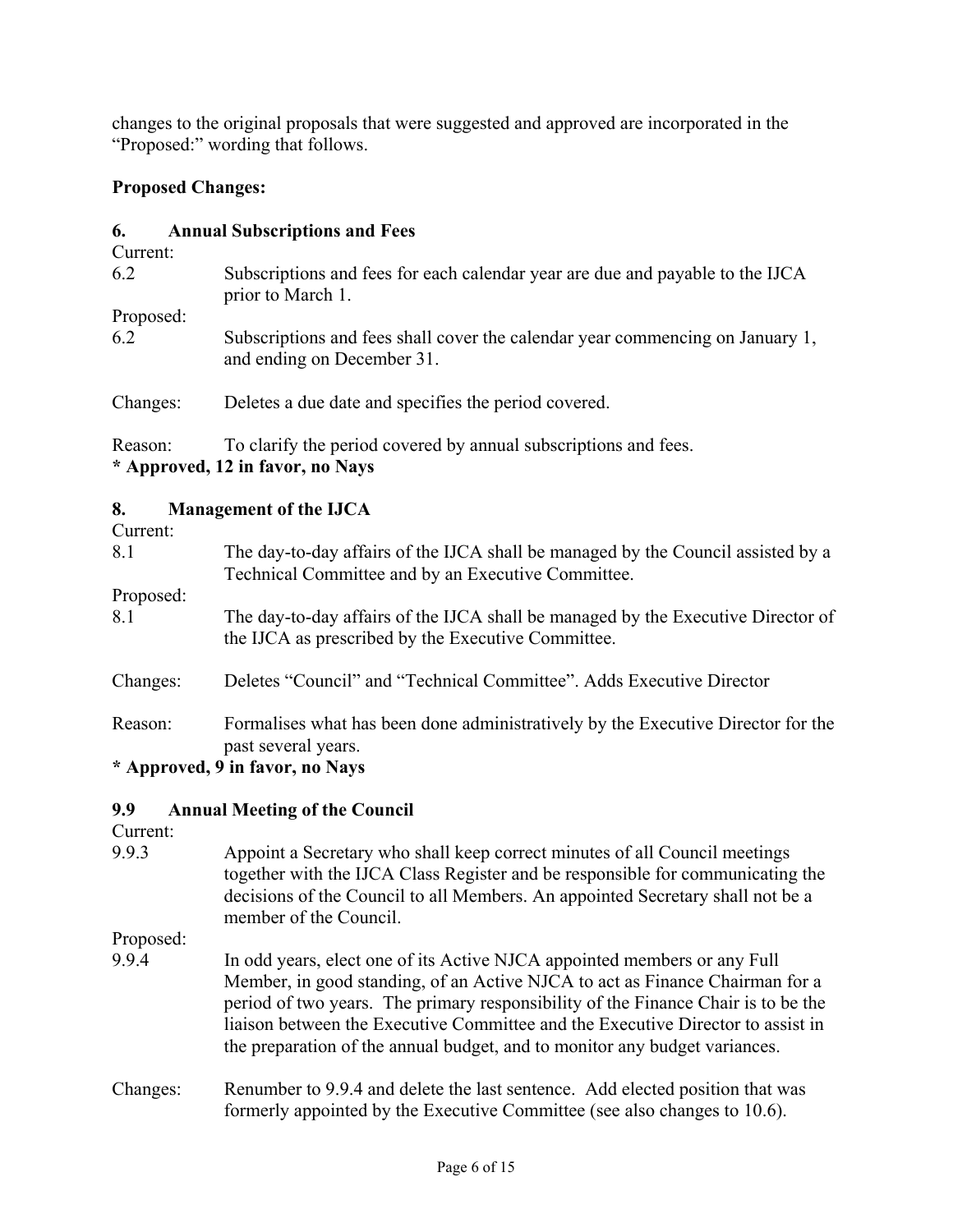changes to the original proposals that were suggested and approved are incorporated in the "Proposed:" wording that follows.

**Proposed Changes:**

**6. Annual Subscriptions and Fees**

Current:

6.2 Subscriptions and fees for each calendar year are due and payable to the IJCA prior to March 1.

Proposed:

6.2 Subscriptions and fees shall cover the calendar year commencing on January 1, and ending on December 31.

Changes: Deletes a due date and specifies the period covered.

Reason: To clarify the period covered by annual subscriptions and fees.

**\* Approved, 12 in favor, no Nays**

**8. Management of the IJCA**

Current:

8.1 The day-to-day affairs of the IJCA shall be managed by the Council assisted by a Technical Committee and by an Executive Committee.

Proposed:

8.1 The day-to-day affairs of the IJCA shall be managed by the Executive Director of the IJCA as prescribed by the Executive Committee.

Changes: Deletes "Council" and "Technical Committee". Adds Executive Director

Reason: Formalises what has been done administratively by the Executive Director for the past several years.

**\* Approved, 9 in favor, no Nays**

**9.9 Annual Meeting of the Council**

Current:

9.9.3 Appoint a Secretary who shall keep correct minutes of all Council meetings together with the IJCA Class Register and be responsible for communicating the decisions of the Council to all Members. An appointed Secretary shall not be a member of the Council.

Proposed:

9.9.4 In odd years, elect one of its Active NJCA appointed members or any Full Member, in good standing, of an Active NJCA to act as Finance Chairman for a period of two years. The primary responsibility of the Finance Chair is to be the liaison between the Executive Committee and the Executive Director to assist in the preparation of the annual budget, and to monitor any budget variances.

Changes: Renumber to 9.9.4 and delete the last sentence. Add elected position that was formerly appointed by the Executive Committee (see also changes to 10.6).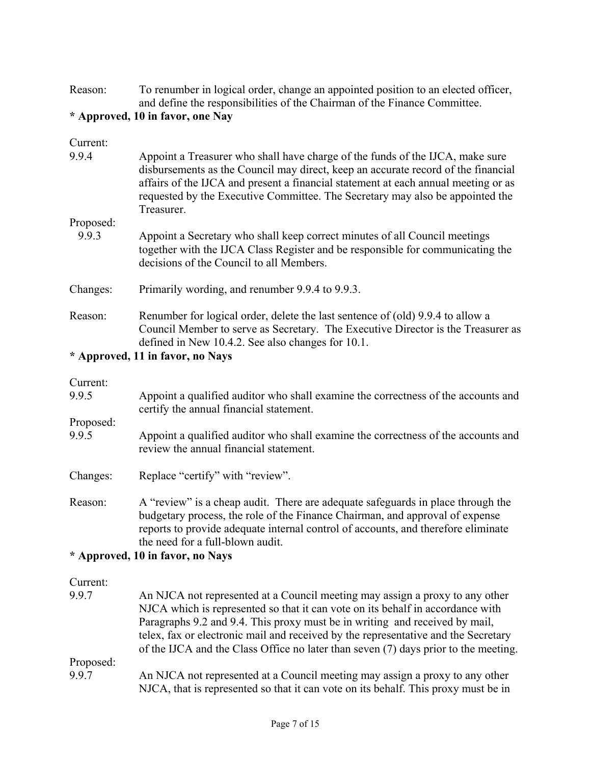Reason: To renumber in logical order, change an appointed position to an elected officer, and define the responsibilities of the Chairman of the Finance Committee.

**\* Approved, 10 in favor, one Nay**

Current:

9.9.4 Appoint a Treasurer who shall have charge of the funds of the IJCA, make sure disbursements as the Council may direct, keep an accurate record of the financial affairs of the IJCA and present a financial statement at each annual meeting or as requested by the Executive Committee. The Secretary may also be appointed the Treasurer.

Proposed:

9.9.3 Appoint a Secretary who shall keep correct minutes of all Council meetings together with the IJCA Class Register and be responsible for communicating the decisions of the Council to all Members.

Changes: Primarily wording, and renumber 9.9.4 to 9.9.3.

Reason: Renumber for logical order, delete the last sentence of (old) 9.9.4 to allow a Council Member to serve as Secretary. The Executive Director is the Treasurer as defined in New 10.4.2. See also changes for 10.1.

**\* Approved, 11 in favor, no Nays**

Current:

9.9.5 Appoint a qualified auditor who shall examine the correctness of the accounts and certify the annual financial statement.

Proposed:

9.9.5 Appoint a qualified auditor who shall examine the correctness of the accounts and review the annual financial statement.

Changes: Replace "certify" with "review".

Reason: A "review" is a cheap audit. There are adequate safeguards in place through the budgetary process, the role of the Finance Chairman, and approval of expense reports to provide adequate internal control of accounts, and therefore eliminate the need for a full-blown audit.

**\* Approved, 10 in favor, no Nays**

Current:

9.9.7 An NJCA not represented at a Council meeting may assign a proxy to any other NJCA which is represented so that it can vote on its behalf in accordance with Paragraphs 9.2 and 9.4. This proxy must be in writing and received by mail, telex, fax or electronic mail and received by the representative and the Secretary of the IJCA and the Class Office no later than seven (7) days prior to the meeting.

Proposed:

9.9.7 An NJCA not represented at a Council meeting may assign a proxy to any other NJCA, that is represented so that it can vote on its behalf. This proxy must be in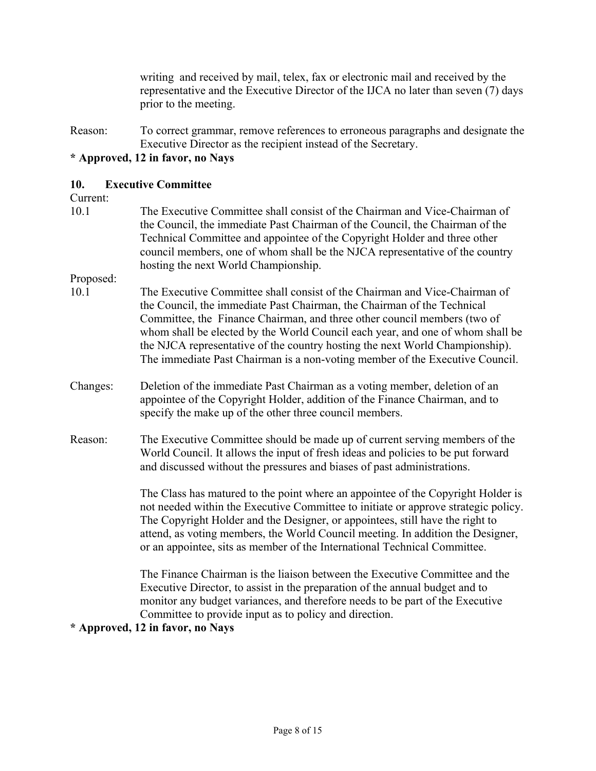writing and received by mail, telex, fax or electronic mail and received by the representative and the Executive Director of the IJCA no later than seven (7) days prior to the meeting.

Reason: To correct grammar, remove references to erroneous paragraphs and designate the Executive Director as the recipient instead of the Secretary.

**\* Approved, 12 in favor, no Nays**

## 10. Executive Committee

Current:

10.1 The Executive Committee shall consist of the Chairman and Vice-Chairman of the Council, the immediate Past Chairman of the Council, the Chairman of the Technical Committee and appointee of the Copyright Holder and three other council members, one of whom shall be the NJCA representative of the country hosting the next World Championship.

Proposed:

10.1 The Executive Committee shall consist of the Chairman and Vice-Chairman of the Council, the immediate Past Chairman, the Chairman of the Technical Committee, the Finance Chairman, and three other council members (two of whom shall be elected by the World Council each year, and one of whom shall be the NJCA representative of the country hosting the next World Championship). The immediate Past Chairman is a non-voting member of the Executive Council.

Changes: Deletion of the immediate Past Chairman as a voting member, deletion of an appointee of the Copyright Holder, addition of the Finance Chairman, and to specify the make up of the other three council members.

Reason: The Executive Committee should be made up of current serving members of the World Council. It allows the input of fresh ideas and policies to be put forward and discussed without the pressures and biases of past administrations.

The Class has matured to the point where an appointee of the Copyright Holder is not needed within the Executive Committee to initiate or approve strategic policy. The Copyright Holder and the Designer, or appointees, still have the right to attend, as voting members, the World Council meeting. In addition the Designer, or an appointee, sits as member of the International Technical Committee.

The Finance Chairman is the liaison between the Executive Committee and the Executive Director, to assist in the preparation of the annual budget and to monitor any budget variances, and therefore needs to be part of the Executive Committee to provide input as to policy and direction.

**\* Approved, 12 in favor, no Nays**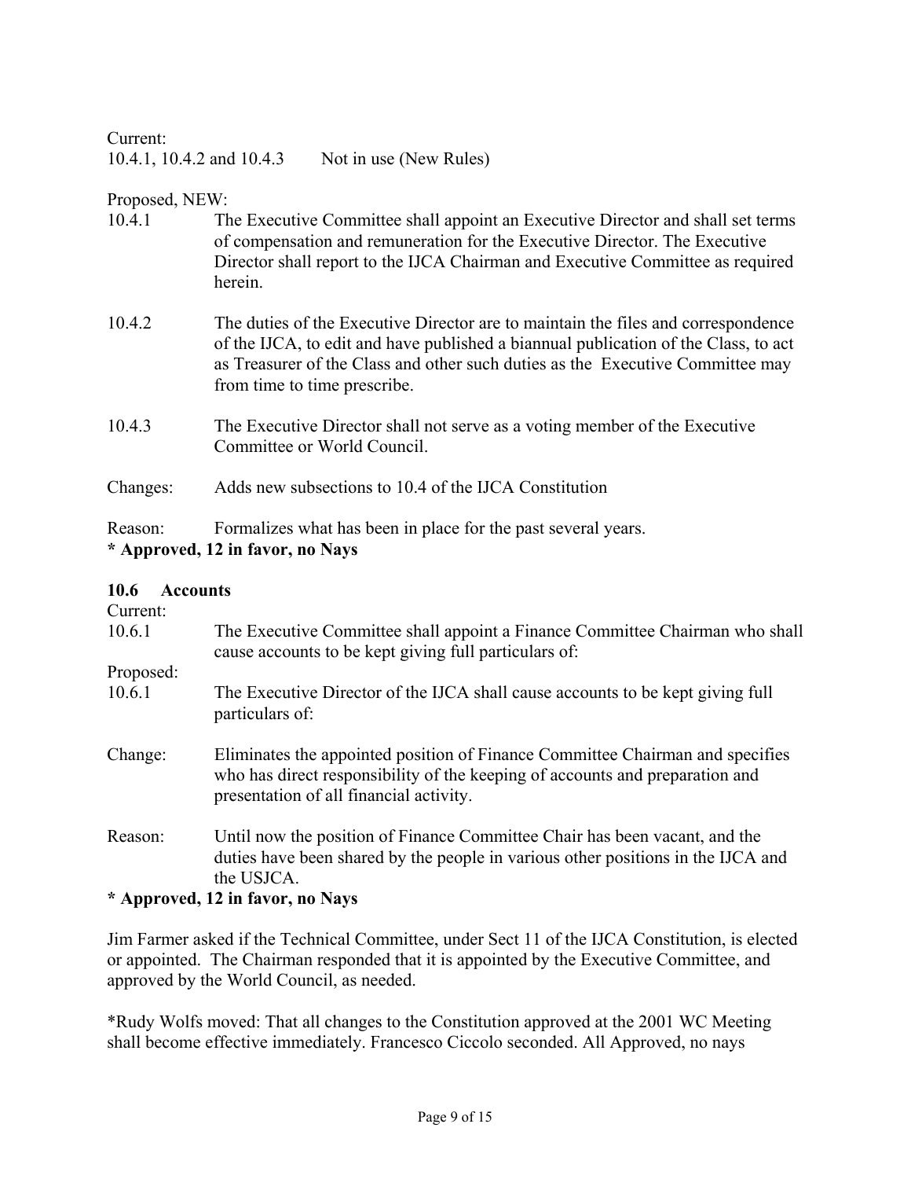Current:
10.4.1, 10.4.2 and 10.4.3 Not in use (New Rules)

Proposed, NEW:

10.4.1 The Executive Committee shall appoint an Executive Director and shall set terms of compensation and remuneration for the Executive Director. The Executive Director shall report to the IJCA Chairman and Executive Committee as required herein.

10.4.2 The duties of the Executive Director are to maintain the files and correspondence of the IJCA, to edit and have published a biannual publication of the Class, to act as Treasurer of the Class and other such duties as the Executive Committee may from time to time prescribe.

10.4.3 The Executive Director shall not serve as a voting member of the Executive Committee or World Council.

Changes: Adds new subsections to 10.4 of the IJCA Constitution

Reason: Formalizes what has been in place for the past several years.

**\* Approved, 12 in favor, no Nays**

**10.6 Accounts**

Current:

10.6.1 The Executive Committee shall appoint a Finance Committee Chairman who shall cause accounts to be kept giving full particulars of:

Proposed:

10.6.1 The Executive Director of the IJCA shall cause accounts to be kept giving full particulars of:

Change: Eliminates the appointed position of Finance Committee Chairman and specifies who has direct responsibility of the keeping of accounts and preparation and presentation of all financial activity.

Reason: Until now the position of Finance Committee Chair has been vacant, and the duties have been shared by the people in various other positions in the IJCA and the USJCA.

**\* Approved, 12 in favor, no Nays**

Jim Farmer asked if the Technical Committee, under Sect 11 of the IJCA Constitution, is elected or appointed. The Chairman responded that it is appointed by the Executive Committee, and approved by the World Council, as needed.

\*Rudy Wolfs moved: That all changes to the Constitution approved at the 2001 WC Meeting shall become effective immediately. Francesco Ciccolo seconded. All Approved, no nays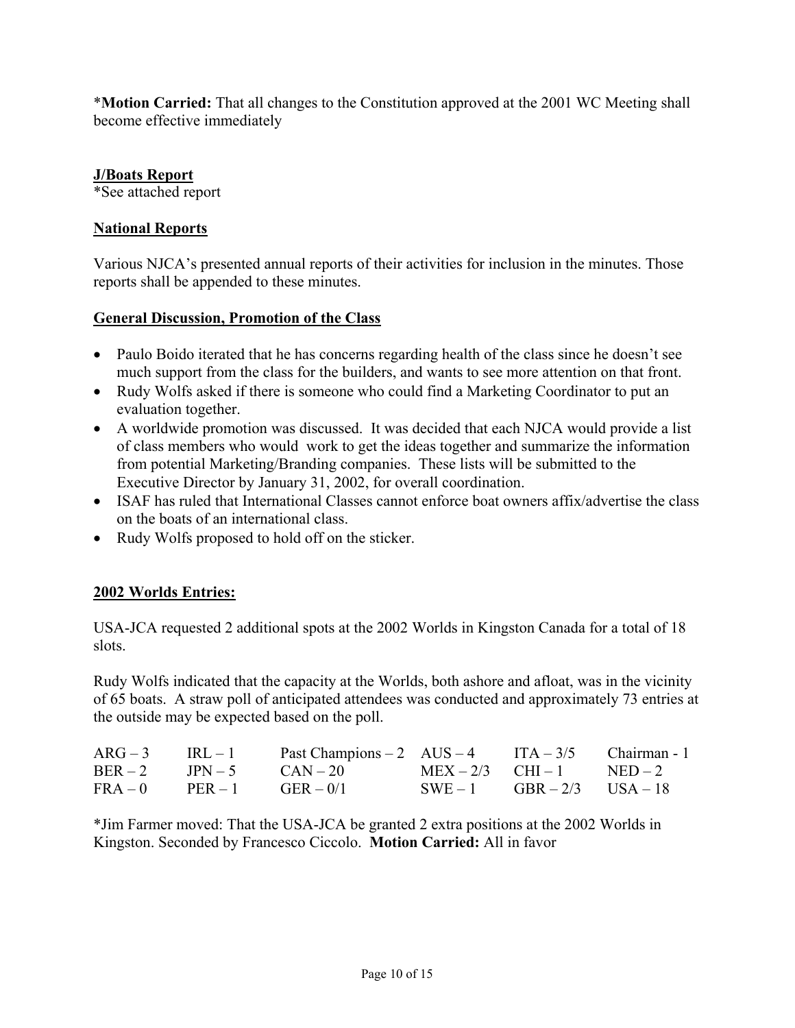*<strong>Motion Carried:</strong> That all changes to the Constitution approved at the 2001 WC Meeting shall become effective immediately

## J/Boats Report

*See attached report

## National Reports

Various NJCA's presented annual reports of their activities for inclusion in the minutes. Those reports shall be appended to these minutes.

## General Discussion, Promotion of the Class

- Paulo Boido iterated that he has concerns regarding health of the class since he doesn't see much support from the class for the builders, and wants to see more attention on that front.
- Rudy Wolfs asked if there is someone who could find a Marketing Coordinator to put an evaluation together.
- A worldwide promotion was discussed. It was decided that each NJCA would provide a list of class members who would work to get the ideas together and summarize the information from potential Marketing/Branding companies. These lists will be submitted to the Executive Director by January 31, 2002, for overall coordination.
- ISAF has ruled that International Classes cannot enforce boat owners affix/advertise the class on the boats of an international class.
- Rudy Wolfs proposed to hold off on the sticker.

## 2002 Worlds Entries:

USA-JCA requested 2 additional spots at the 2002 Worlds in Kingston Canada for a total of 18 slots.

Rudy Wolfs indicated that the capacity at the Worlds, both ashore and afloat, was in the vicinity of 65 boats. A straw poll of anticipated attendees was conducted and approximately 73 entries at the outside may be expected based on the poll.

| | | | | | |
|---|---|---|---|---|---|
| ARG – 3 | IRL – 1 | Past Champions – 2 | AUS – 4 | ITA – 3/5 | Chairman - 1 |
| BER – 2 | JPN – 5 | CAN – 20 | MEX – 2/3 | CHI – 1 | NED – 2 |
| FRA – 0 | PER – 1 | GER – 0/1 | SWE – 1 | GBR – 2/3 | USA – 18 |

*Jim Farmer moved: That the USA-JCA be granted 2 extra positions at the 2002 Worlds in Kingston. Seconded by Francesco Ciccolo. **Motion Carried:** All in favor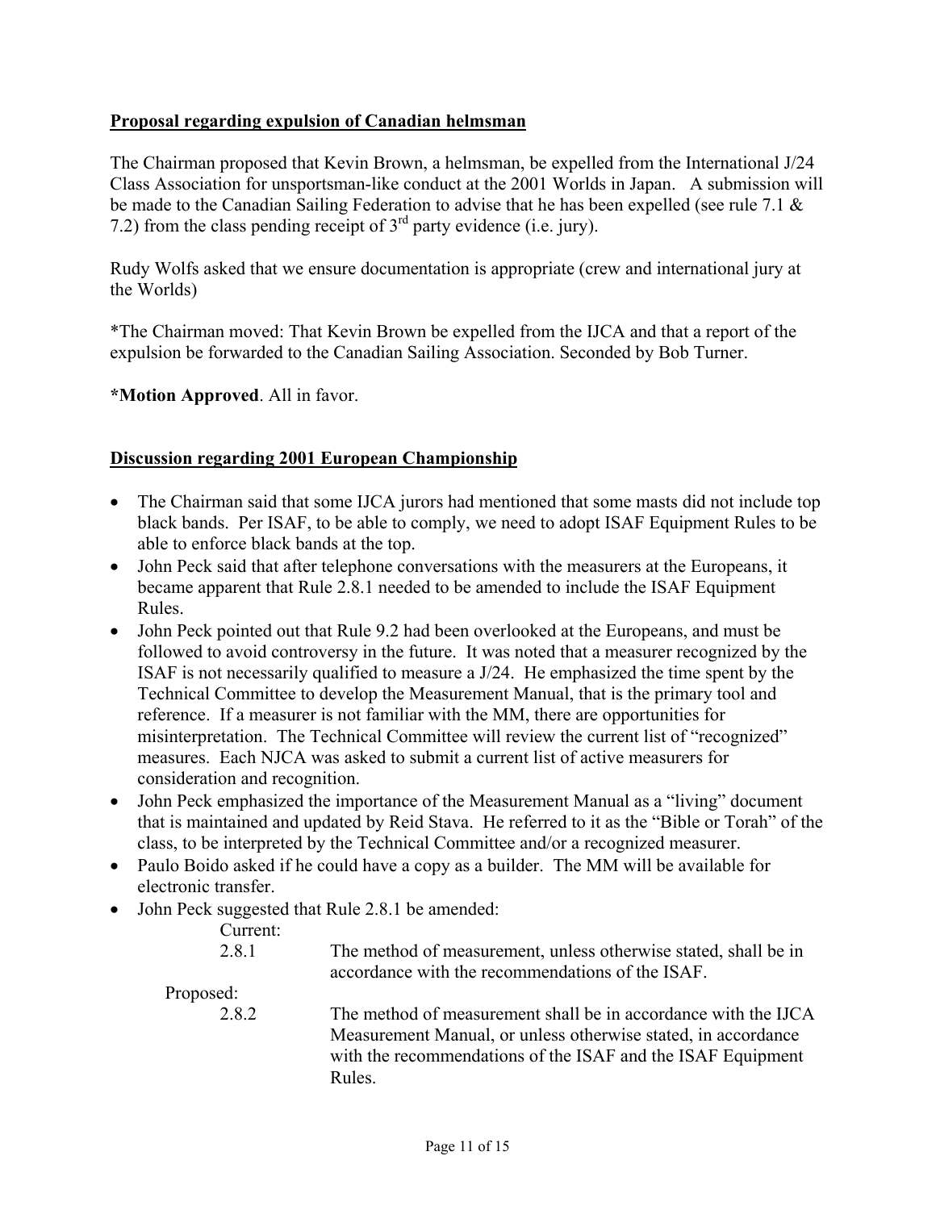**Proposal regarding expulsion of Canadian helmsman**

The Chairman proposed that Kevin Brown, a helmsman, be expelled from the International J/24 Class Association for unsportsman-like conduct at the 2001 Worlds in Japan. A submission will be made to the Canadian Sailing Federation to advise that he has been expelled (see rule 7.1 & 7.2) from the class pending receipt of 3rd party evidence (i.e. jury).

Rudy Wolfs asked that we ensure documentation is appropriate (crew and international jury at the Worlds)

*The Chairman moved: That Kevin Brown be expelled from the IJCA and that a report of the expulsion be forwarded to the Canadian Sailing Association. Seconded by Bob Turner.

***Motion Approved**. All in favor.

**Discussion regarding 2001 European Championship**

- The Chairman said that some IJCA jurors had mentioned that some masts did not include top black bands. Per ISAF, to be able to comply, we need to adopt ISAF Equipment Rules to be able to enforce black bands at the top.
- John Peck said that after telephone conversations with the measurers at the Europeans, it became apparent that Rule 2.8.1 needed to be amended to include the ISAF Equipment Rules.
- John Peck pointed out that Rule 9.2 had been overlooked at the Europeans, and must be followed to avoid controversy in the future. It was noted that a measurer recognized by the ISAF is not necessarily qualified to measure a J/24. He emphasized the time spent by the Technical Committee to develop the Measurement Manual, that is the primary tool and reference. If a measurer is not familiar with the MM, there are opportunities for misinterpretation. The Technical Committee will review the current list of "recognized" measures. Each NJCA was asked to submit a current list of active measurers for consideration and recognition.
- John Peck emphasized the importance of the Measurement Manual as a "living" document that is maintained and updated by Reid Stava. He referred to it as the "Bible or Torah" of the class, to be interpreted by the Technical Committee and/or a recognized measurer.
- Paulo Boido asked if he could have a copy as a builder. The MM will be available for electronic transfer.
- John Peck suggested that Rule 2.8.1 be amended:

  Current:

  2.8.1 The method of measurement, unless otherwise stated, shall be in accordance with the recommendations of the ISAF.

  Proposed:

  2.8.2 The method of measurement shall be in accordance with the IJCA Measurement Manual, or unless otherwise stated, in accordance with the recommendations of the ISAF and the ISAF Equipment Rules.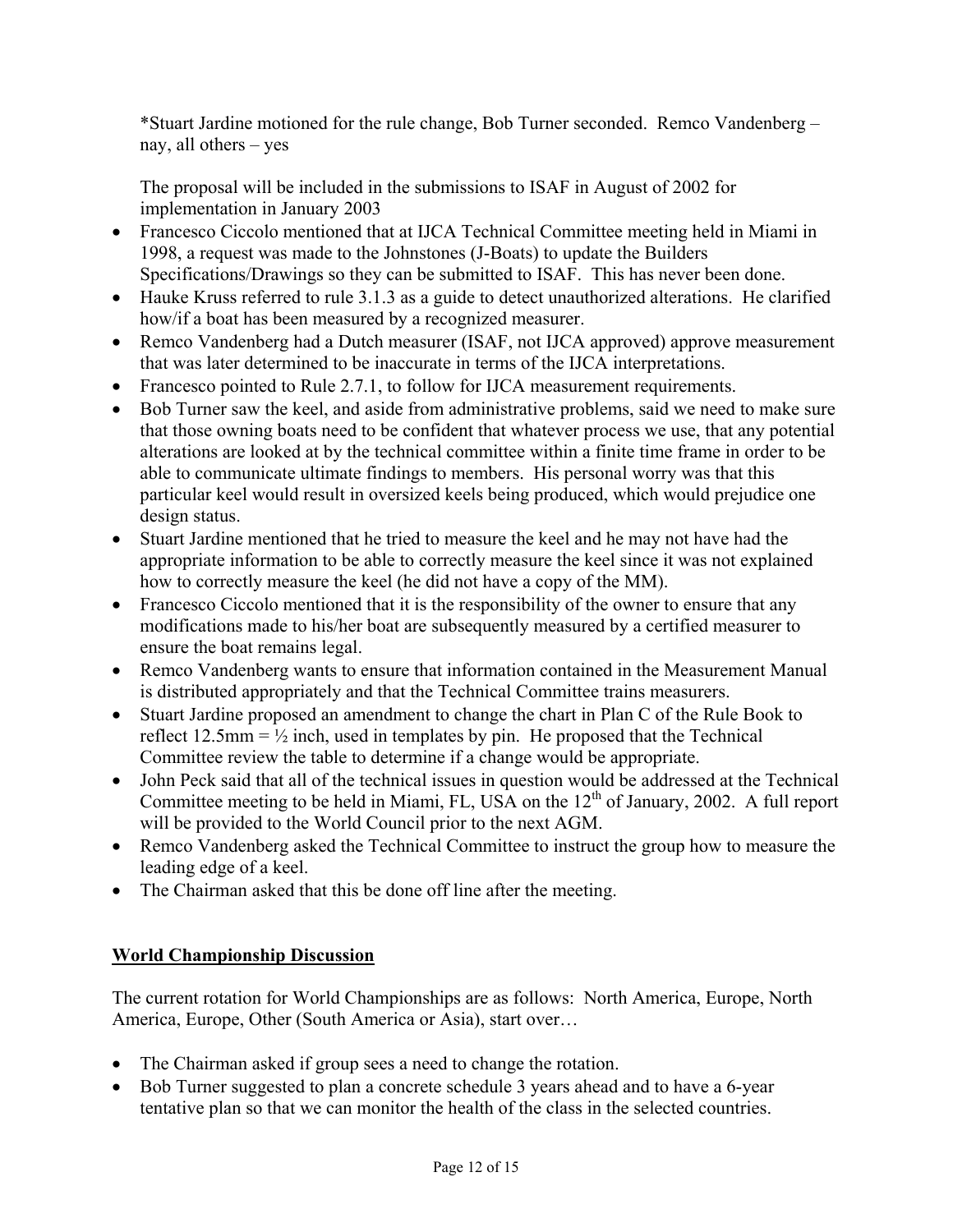*Stuart Jardine motioned for the rule change, Bob Turner seconded. Remco Vandenberg – nay, all others – yes

The proposal will be included in the submissions to ISAF in August of 2002 for implementation in January 2003

- Francesco Ciccolo mentioned that at IJCA Technical Committee meeting held in Miami in 1998, a request was made to the Johnstones (J-Boats) to update the Builders Specifications/Drawings so they can be submitted to ISAF. This has never been done.
- Hauke Kruss referred to rule 3.1.3 as a guide to detect unauthorized alterations. He clarified how/if a boat has been measured by a recognized measurer.
- Remco Vandenberg had a Dutch measurer (ISAF, not IJCA approved) approve measurement that was later determined to be inaccurate in terms of the IJCA interpretations.
- Francesco pointed to Rule 2.7.1, to follow for IJCA measurement requirements.
- Bob Turner saw the keel, and aside from administrative problems, said we need to make sure that those owning boats need to be confident that whatever process we use, that any potential alterations are looked at by the technical committee within a finite time frame in order to be able to communicate ultimate findings to members. His personal worry was that this particular keel would result in oversized keels being produced, which would prejudice one design status.
- Stuart Jardine mentioned that he tried to measure the keel and he may not have had the appropriate information to be able to correctly measure the keel since it was not explained how to correctly measure the keel (he did not have a copy of the MM).
- Francesco Ciccolo mentioned that it is the responsibility of the owner to ensure that any modifications made to his/her boat are subsequently measured by a certified measurer to ensure the boat remains legal.
- Remco Vandenberg wants to ensure that information contained in the Measurement Manual is distributed appropriately and that the Technical Committee trains measurers.
- Stuart Jardine proposed an amendment to change the chart in Plan C of the Rule Book to reflect 12.5mm = ½ inch, used in templates by pin. He proposed that the Technical Committee review the table to determine if a change would be appropriate.
- John Peck said that all of the technical issues in question would be addressed at the Technical Committee meeting to be held in Miami, FL, USA on the 12th of January, 2002. A full report will be provided to the World Council prior to the next AGM.
- Remco Vandenberg asked the Technical Committee to instruct the group how to measure the leading edge of a keel.
- The Chairman asked that this be done off line after the meeting.

## World Championship Discussion

The current rotation for World Championships are as follows: North America, Europe, North America, Europe, Other (South America or Asia), start over…

- The Chairman asked if group sees a need to change the rotation.
- Bob Turner suggested to plan a concrete schedule 3 years ahead and to have a 6-year tentative plan so that we can monitor the health of the class in the selected countries.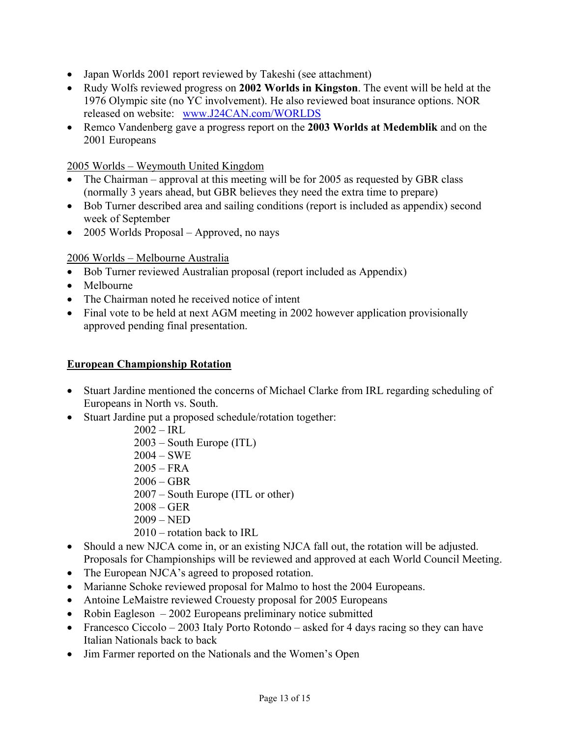- Japan Worlds 2001 report reviewed by Takeshi (see attachment)
- Rudy Wolfs reviewed progress on **2002 Worlds in Kingston**. The event will be held at the 1976 Olympic site (no YC involvement). He also reviewed boat insurance options. NOR released on website: [www.J24CAN.com/WORLDS](http://www.J24CAN.com/WORLDS)
- Remco Vandenberg gave a progress report on the **2003 Worlds at Medemblik** and on the 2001 Europeans

<u>2005 Worlds – Weymouth United Kingdom</u>

- The Chairman – approval at this meeting will be for 2005 as requested by GBR class (normally 3 years ahead, but GBR believes they need the extra time to prepare)
- Bob Turner described area and sailing conditions (report is included as appendix) second week of September
- 2005 Worlds Proposal – Approved, no nays

<u>2006 Worlds – Melbourne Australia</u>

- Bob Turner reviewed Australian proposal (report included as Appendix)
- Melbourne
- The Chairman noted he received notice of intent
- Final vote to be held at next AGM meeting in 2002 however application provisionally approved pending final presentation.

## <u>European Championship Rotation</u>

- Stuart Jardine mentioned the concerns of Michael Clarke from IRL regarding scheduling of Europeans in North vs. South.
- Stuart Jardine put a proposed schedule/rotation together:
  - 2002 – IRL
  - 2003 – South Europe (ITL)
  - 2004 – SWE
  - 2005 – FRA
  - 2006 – GBR
  - 2007 – South Europe (ITL or other)
  - 2008 – GER
  - 2009 – NED
  - 2010 – rotation back to IRL
- Should a new NJCA come in, or an existing NJCA fall out, the rotation will be adjusted. Proposals for Championships will be reviewed and approved at each World Council Meeting.
- The European NJCA's agreed to proposed rotation.
- Marianne Schoke reviewed proposal for Malmo to host the 2004 Europeans.
- Antoine LeMaistre reviewed Crouesty proposal for 2005 Europeans
- Robin Eagleson – 2002 Europeans preliminary notice submitted
- Francesco Ciccolo – 2003 Italy Porto Rotondo – asked for 4 days racing so they can have Italian Nationals back to back
- Jim Farmer reported on the Nationals and the Women's Open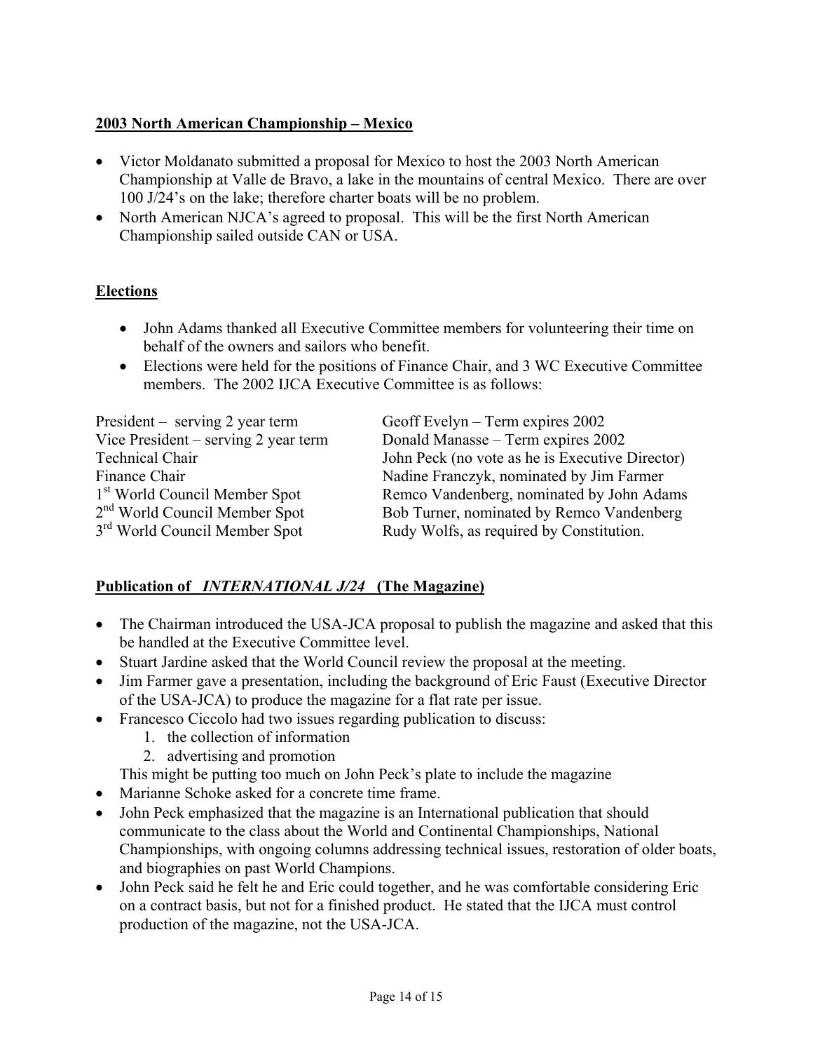## 2003 North American Championship – Mexico

- Victor Moldanato submitted a proposal for Mexico to host the 2003 North American Championship at Valle de Bravo, a lake in the mountains of central Mexico. There are over 100 J/24's on the lake; therefore charter boats will be no problem.
- North American NJCA's agreed to proposal. This will be the first North American Championship sailed outside CAN or USA.

## Elections

- John Adams thanked all Executive Committee members for volunteering their time on behalf of the owners and sailors who benefit.
- Elections were held for the positions of Finance Chair, and 3 WC Executive Committee members. The 2002 IJCA Executive Committee is as follows:

| | |
|---|---|
| President – serving 2 year term | Geoff Evelyn – Term expires 2002 |
| Vice President – serving 2 year term | Donald Manasse – Term expires 2002 |
| Technical Chair | John Peck (no vote as he is Executive Director) |
| Finance Chair | Nadine Franczyk, nominated by Jim Farmer |
| 1st World Council Member Spot | Remco Vandenberg, nominated by John Adams |
| 2nd World Council Member Spot | Bob Turner, nominated by Remco Vandenberg |
| 3rd World Council Member Spot | Rudy Wolfs, as required by Constitution. |

## Publication of *INTERNATIONAL J/24* (The Magazine)

- The Chairman introduced the USA-JCA proposal to publish the magazine and asked that this be handled at the Executive Committee level.
- Stuart Jardine asked that the World Council review the proposal at the meeting.
- Jim Farmer gave a presentation, including the background of Eric Faust (Executive Director of the USA-JCA) to produce the magazine for a flat rate per issue.
- Francesco Ciccolo had two issues regarding publication to discuss:
  1. the collection of information
  2. advertising and promotion

  This might be putting too much on John Peck's plate to include the magazine
- Marianne Schoke asked for a concrete time frame.
- John Peck emphasized that the magazine is an International publication that should communicate to the class about the World and Continental Championships, National Championships, with ongoing columns addressing technical issues, restoration of older boats, and biographies on past World Champions.
- John Peck said he felt he and Eric could together, and he was comfortable considering Eric on a contract basis, but not for a finished product. He stated that the IJCA must control production of the magazine, not the USA-JCA.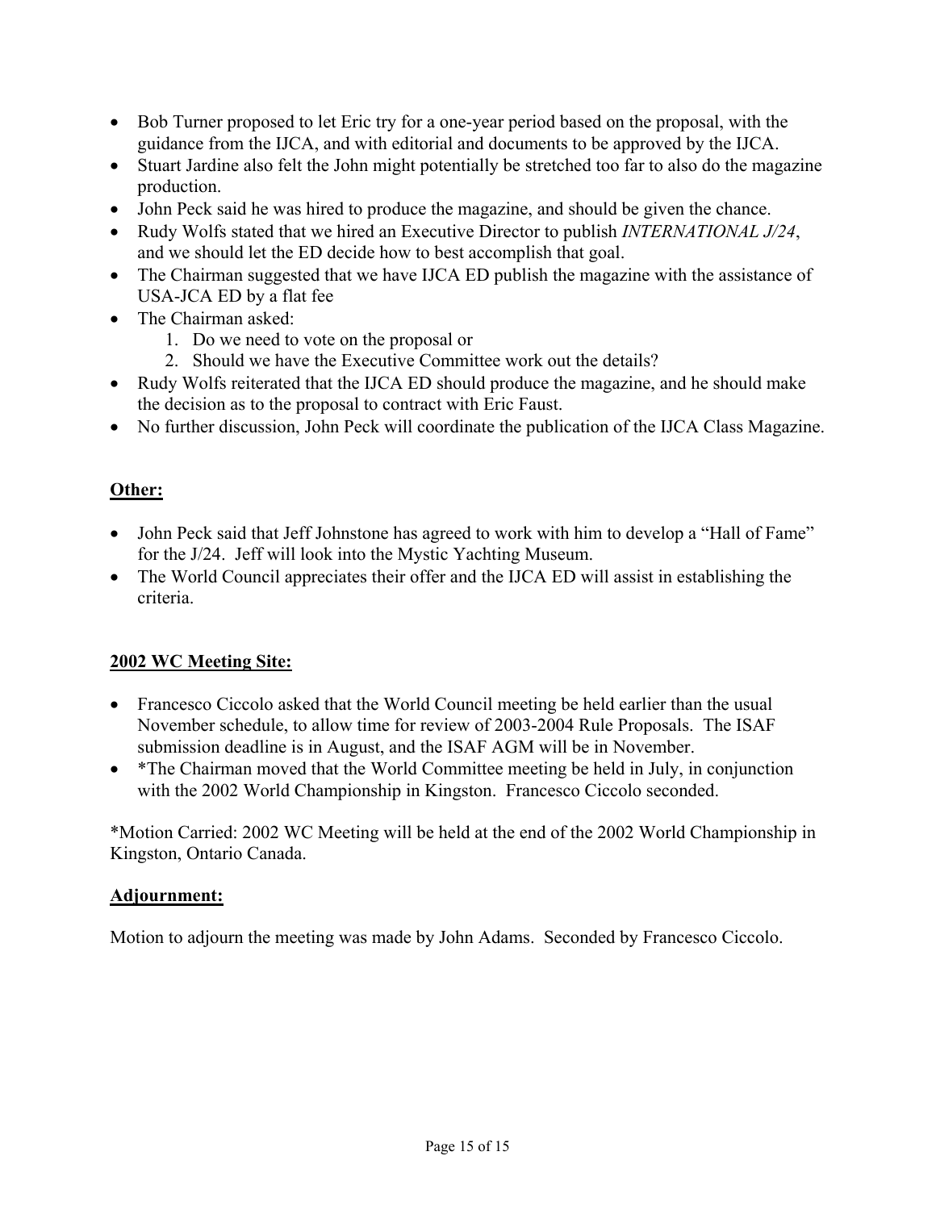- Bob Turner proposed to let Eric try for a one-year period based on the proposal, with the guidance from the IJCA, and with editorial and documents to be approved by the IJCA.
- Stuart Jardine also felt the John might potentially be stretched too far to also do the magazine production.
- John Peck said he was hired to produce the magazine, and should be given the chance.
- Rudy Wolfs stated that we hired an Executive Director to publish *INTERNATIONAL J/24*, and we should let the ED decide how to best accomplish that goal.
- The Chairman suggested that we have IJCA ED publish the magazine with the assistance of USA-JCA ED by a flat fee
- The Chairman asked:
  1. Do we need to vote on the proposal or
  2. Should we have the Executive Committee work out the details?
- Rudy Wolfs reiterated that the IJCA ED should produce the magazine, and he should make the decision as to the proposal to contract with Eric Faust.
- No further discussion, John Peck will coordinate the publication of the IJCA Class Magazine.

## Other:

- John Peck said that Jeff Johnstone has agreed to work with him to develop a "Hall of Fame" for the J/24. Jeff will look into the Mystic Yachting Museum.
- The World Council appreciates their offer and the IJCA ED will assist in establishing the criteria.

## 2002 WC Meeting Site:

- Francesco Ciccolo asked that the World Council meeting be held earlier than the usual November schedule, to allow time for review of 2003-2004 Rule Proposals. The ISAF submission deadline is in August, and the ISAF AGM will be in November.
- *The Chairman moved that the World Committee meeting be held in July, in conjunction with the 2002 World Championship in Kingston. Francesco Ciccolo seconded.

*Motion Carried: 2002 WC Meeting will be held at the end of the 2002 World Championship in Kingston, Ontario Canada.

## Adjournment:

Motion to adjourn the meeting was made by John Adams. Seconded by Francesco Ciccolo.